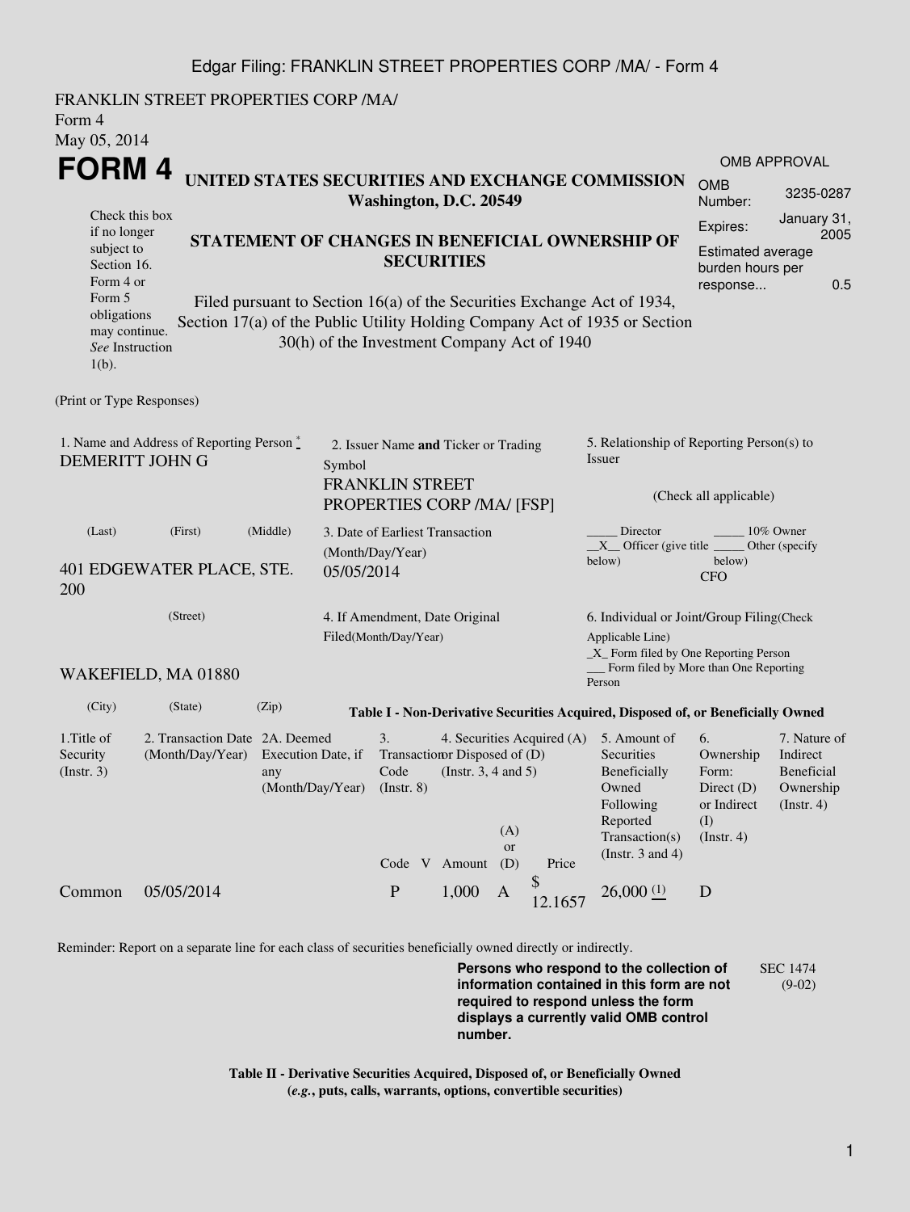FRANKLIN STREET PROPERTIES CORP /MA/
Form 4
May 05, 2014

# FORM 4

**UNITED STATES SECURITIES AND EXCHANGE COMMISSION**
**Washington, D.C. 20549**

Check this box if no longer subject to Section 16. Form 4 or Form 5 obligations may continue. *See* Instruction 1(b).

**STATEMENT OF CHANGES IN BENEFICIAL OWNERSHIP OF SECURITIES**

Filed pursuant to Section 16(a) of the Securities Exchange Act of 1934, Section 17(a) of the Public Utility Holding Company Act of 1935 or Section 30(h) of the Investment Company Act of 1940

OMB APPROVAL

| | |
|---|---|
| OMB Number: | 3235-0287 |
| Expires: | January 31, 2005 |
| Estimated average burden hours per response... | 0.5 |

(Print or Type Responses)

1. Name and Address of Reporting Person *
DEMERITT JOHN G

(Last) (First) (Middle)

401 EDGEWATER PLACE, STE. 200

(Street)

WAKEFIELD, MA 01880

(City) (State) (Zip)

2. Issuer Name **and** Ticker or Trading Symbol
FRANKLIN STREET PROPERTIES CORP /MA/ [FSP]

3. Date of Earliest Transaction (Month/Day/Year)
05/05/2014

4. If Amendment, Date Original Filed(Month/Day/Year)

5. Relationship of Reporting Person(s) to Issuer

(Check all applicable)

_____ Director _____ 10% Owner
__X__ Officer (give title below) _____ Other (specify below)
CFO

6. Individual or Joint/Group Filing(Check Applicable Line)
_X_ Form filed by One Reporting Person
___ Form filed by More than One Reporting Person

**Table I - Non-Derivative Securities Acquired, Disposed of, or Beneficially Owned**

| 1.Title of Security (Instr. 3) | 2. Transaction Date (Month/Day/Year) | 2A. Deemed Execution Date, if any (Month/Day/Year) | 3. Transaction Code (Instr. 8) | | 4. Securities Acquired (A) or Disposed of (D) (Instr. 3, 4 and 5) | | | 5. Amount of Securities Beneficially Owned Following Reported Transaction(s) (Instr. 3 and 4) | 6. Ownership Form: Direct (D) or Indirect (I) (Instr. 4) | 7. Nature of Indirect Beneficial Ownership (Instr. 4) |
|---|---|---|---|---|---|---|---|---|---|---|
| | | | Code | V | Amount | (A) or (D) | Price | | | |
| Common | 05/05/2014 | | P | | 1,000 | A | $ 12.1657 | 26,000 (1) | D | |

Reminder: Report on a separate line for each class of securities beneficially owned directly or indirectly.

**Persons who respond to the collection of information contained in this form are not required to respond unless the form displays a currently valid OMB control number.**

SEC 1474 (9-02)

**Table II - Derivative Securities Acquired, Disposed of, or Beneficially Owned**
**(*e.g.*, puts, calls, warrants, options, convertible securities)**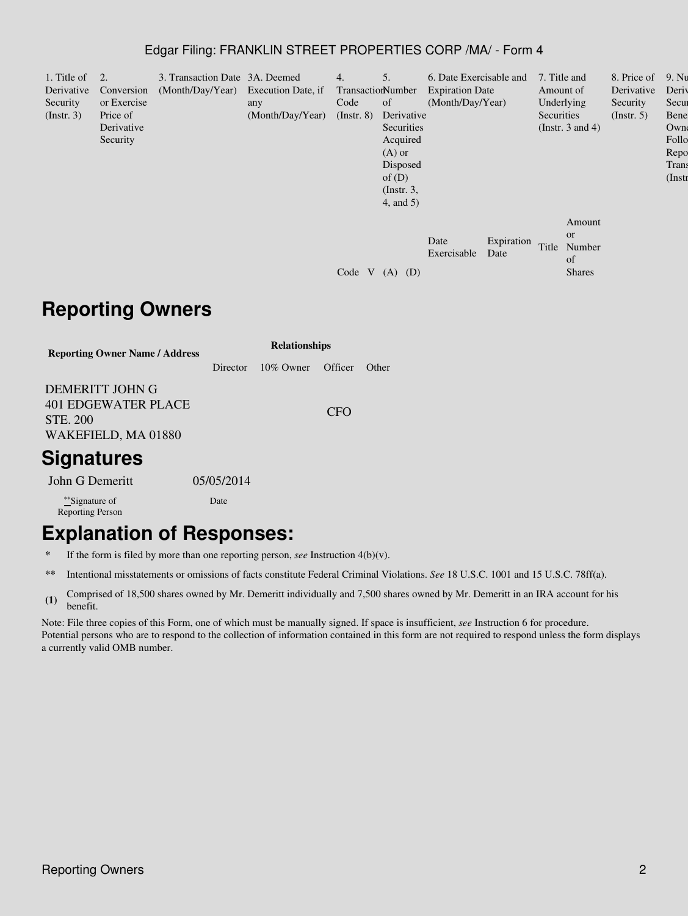| 1. Title of Derivative Security (Instr. 3) | 2. Conversion or Exercise Price of Derivative Security | 3. Transaction Date (Month/Day/Year) | 3A. Deemed Execution Date, if any (Month/Day/Year) | 4. Transaction Code (Instr. 8) | | 5. Number of Derivative Securities Acquired (A) or Disposed of (D) (Instr. 3, 4, and 5) | | 6. Date Exercisable and Expiration Date (Month/Day/Year) | | 7. Title and Amount of Underlying Securities (Instr. 3 and 4) | | 8. Price of Derivative Security (Instr. 5) | 9. Nu Deriv Secur Bene Owne Follo Repo Trans (Instr |
|---|---|---|---|---|---|---|---|---|---|---|---|---|---|
| | | | | Code | V | (A) | (D) | Date Exercisable | Expiration Date | Title | Amount or Number of Shares | | |

# Reporting Owners

| Reporting Owner Name / Address | Relationships | | | |
|---|---|---|---|---|
| | Director | 10% Owner | Officer | Other |
| DEMERITT JOHN G<br>401 EDGEWATER PLACE<br>STE. 200<br>WAKEFIELD, MA 01880 | | | CFO | |

# Signatures

| | |
|---|---|
| John G Demeritt | 05/05/2014 |
| **Signature of Reporting Person | Date |

# Explanation of Responses:

\* If the form is filed by more than one reporting person, *see* Instruction 4(b)(v).

** Intentional misstatements or omissions of facts constitute Federal Criminal Violations. *See* 18 U.S.C. 1001 and 15 U.S.C. 78ff(a).

**(1)** Comprised of 18,500 shares owned by Mr. Demeritt individually and 7,500 shares owned by Mr. Demeritt in an IRA account for his benefit.

Note: File three copies of this Form, one of which must be manually signed. If space is insufficient, *see* Instruction 6 for procedure.
Potential persons who are to respond to the collection of information contained in this form are not required to respond unless the form displays a currently valid OMB number.